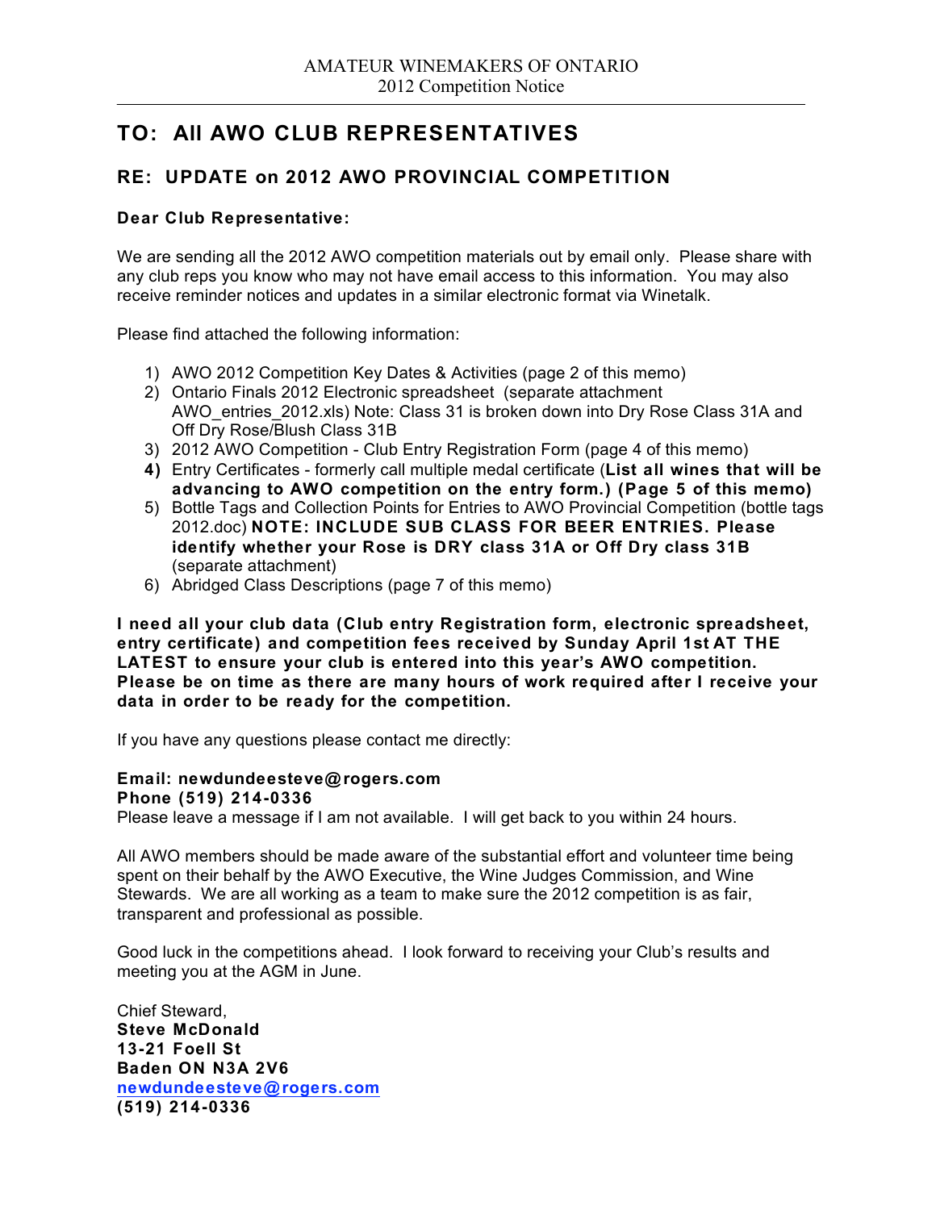AMATEUR WINEMAKERS OF ONTARIO
2012 Competition Notice

# TO: All AWO CLUB REPRESENTATIVES

## RE: UPDATE on 2012 AWO PROVINCIAL COMPETITION

**Dear Club Representative:**

We are sending all the 2012 AWO competition materials out by email only. Please share with any club reps you know who may not have email access to this information. You may also receive reminder notices and updates in a similar electronic format via Winetalk.

Please find attached the following information:

1) AWO 2012 Competition Key Dates & Activities (page 2 of this memo)
2) Ontario Finals 2012 Electronic spreadsheet (separate attachment AWO_entries_2012.xls) Note: Class 31 is broken down into Dry Rose Class 31A and Off Dry Rose/Blush Class 31B
3) 2012 AWO Competition - Club Entry Registration Form (page 4 of this memo)
4) Entry Certificates - formerly call multiple medal certificate (**List all wines that will be advancing to AWO competition on the entry form.) (Page 5 of this memo)**
5) Bottle Tags and Collection Points for Entries to AWO Provincial Competition (bottle tags 2012.doc) **NOTE: INCLUDE SUB CLASS FOR BEER ENTRIES. Please identify whether your Rose is DRY class 31A or Off Dry class 31B** (separate attachment)
6) Abridged Class Descriptions (page 7 of this memo)

**I need all your club data (Club entry Registration form, electronic spreadsheet, entry certificate) and competition fees received by Sunday April 1st AT THE LATEST to ensure your club is entered into this year's AWO competition. Please be on time as there are many hours of work required after I receive your data in order to be ready for the competition.**

If you have any questions please contact me directly:

**Email: newdundeesteve@rogers.com**
**Phone (519) 214-0336**
Please leave a message if I am not available. I will get back to you within 24 hours.

All AWO members should be made aware of the substantial effort and volunteer time being spent on their behalf by the AWO Executive, the Wine Judges Commission, and Wine Stewards. We are all working as a team to make sure the 2012 competition is as fair, transparent and professional as possible.

Good luck in the competitions ahead. I look forward to receiving your Club's results and meeting you at the AGM in June.

Chief Steward,
**Steve McDonald**
**13-21 Foell St**
**Baden ON N3A 2V6**
**newdundeesteve@rogers.com**
**(519) 214-0336**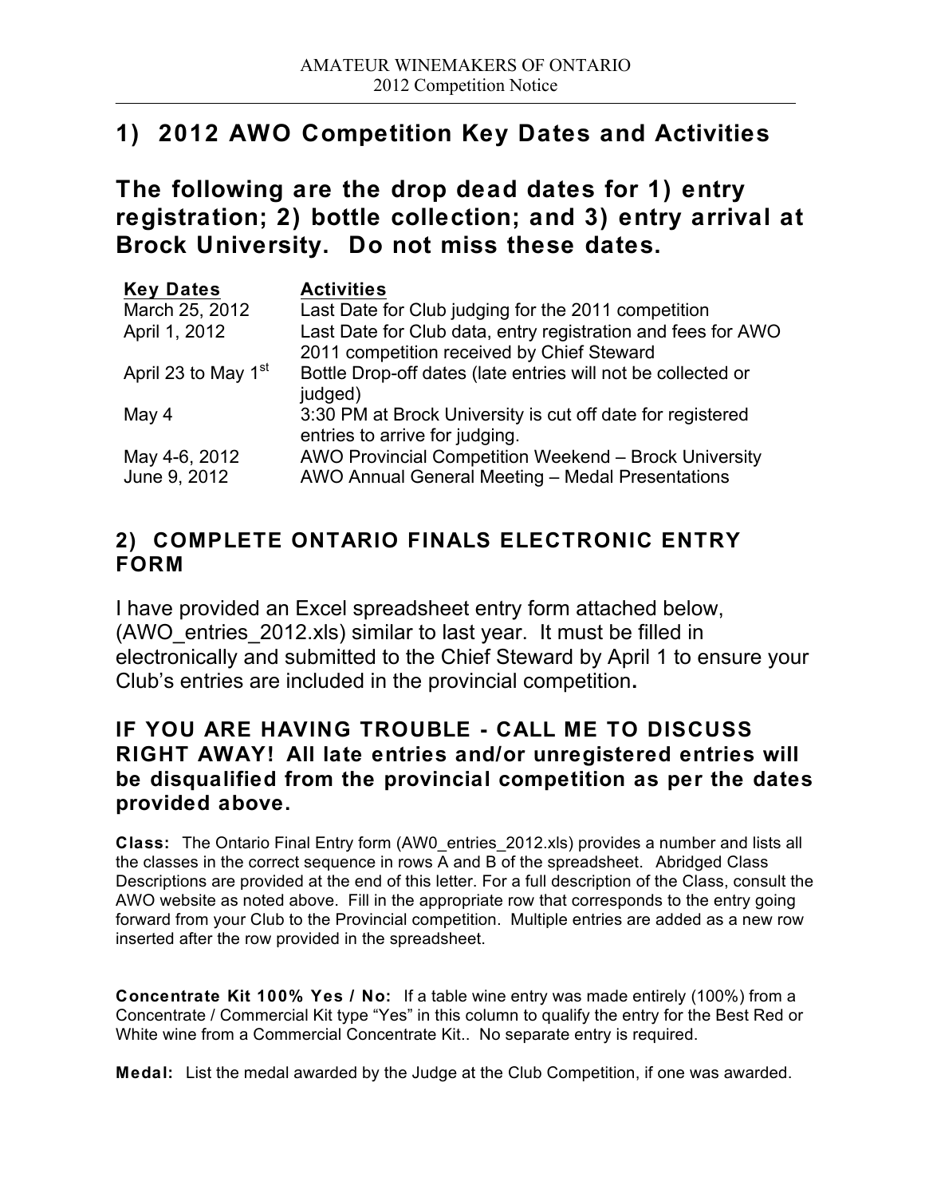## 1) 2012 AWO Competition Key Dates and Activities

## The following are the drop dead dates for 1) entry registration; 2) bottle collection; and 3) entry arrival at Brock University. Do not miss these dates.

| Key Dates | Activities |
|---|---|
| March 25, 2012 | Last Date for Club judging for the 2011 competition |
| April 1, 2012 | Last Date for Club data, entry registration and fees for AWO 2011 competition received by Chief Steward |
| April 23 to May 1st | Bottle Drop-off dates (late entries will not be collected or judged) |
| May 4 | 3:30 PM at Brock University is cut off date for registered entries to arrive for judging. |
| May 4-6, 2012 | AWO Provincial Competition Weekend – Brock University |
| June 9, 2012 | AWO Annual General Meeting – Medal Presentations |

### 2) COMPLETE ONTARIO FINALS ELECTRONIC ENTRY FORM

I have provided an Excel spreadsheet entry form attached below, (AWO_entries_2012.xls) similar to last year. It must be filled in electronically and submitted to the Chief Steward by April 1 to ensure your Club's entries are included in the provincial competition**.**

### IF YOU ARE HAVING TROUBLE - CALL ME TO DISCUSS RIGHT AWAY! All late entries and/or unregistered entries will be disqualified from the provincial competition as per the dates provided above.

**Class:** The Ontario Final Entry form (AW0_entries_2012.xls) provides a number and lists all the classes in the correct sequence in rows A and B of the spreadsheet. Abridged Class Descriptions are provided at the end of this letter. For a full description of the Class, consult the AWO website as noted above. Fill in the appropriate row that corresponds to the entry going forward from your Club to the Provincial competition. Multiple entries are added as a new row inserted after the row provided in the spreadsheet.

**Concentrate Kit 100% Yes / No:** If a table wine entry was made entirely (100%) from a Concentrate / Commercial Kit type "Yes" in this column to qualify the entry for the Best Red or White wine from a Commercial Concentrate Kit.. No separate entry is required.

**Medal:** List the medal awarded by the Judge at the Club Competition, if one was awarded.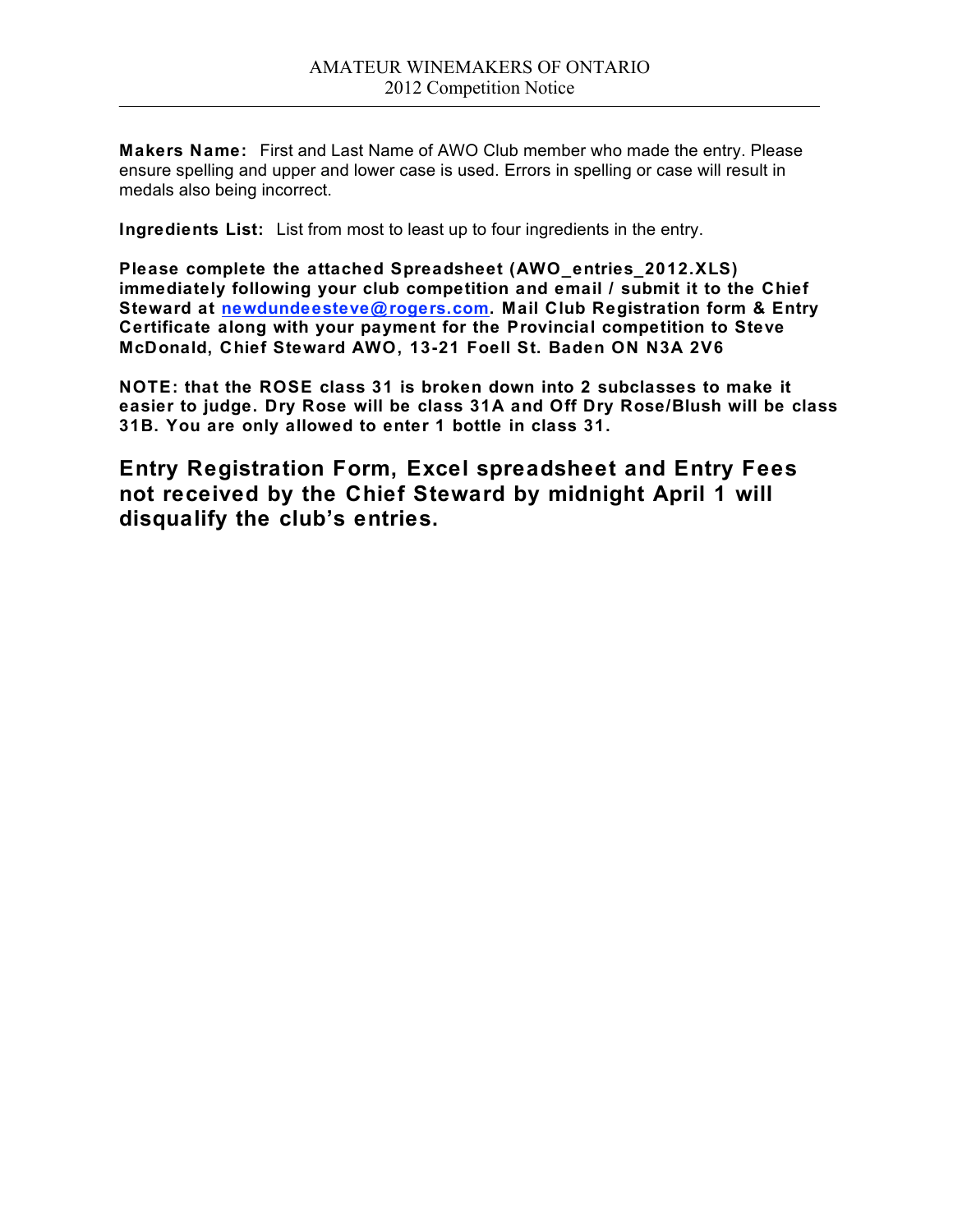**Makers Name:** First and Last Name of AWO Club member who made the entry. Please ensure spelling and upper and lower case is used. Errors in spelling or case will result in medals also being incorrect.

**Ingredients List:** List from most to least up to four ingredients in the entry.

**Please complete the attached Spreadsheet (AWO_entries_2012.XLS) immediately following your club competition and email / submit it to the Chief Steward at newdundeesteve@rogers.com. Mail Club Registration form & Entry Certificate along with your payment for the Provincial competition to Steve McDonald, Chief Steward AWO, 13-21 Foell St. Baden ON N3A 2V6**

**NOTE: that the ROSE class 31 is broken down into 2 subclasses to make it easier to judge. Dry Rose will be class 31A and Off Dry Rose/Blush will be class 31B. You are only allowed to enter 1 bottle in class 31.**

## Entry Registration Form, Excel spreadsheet and Entry Fees not received by the Chief Steward by midnight April 1 will disqualify the club's entries.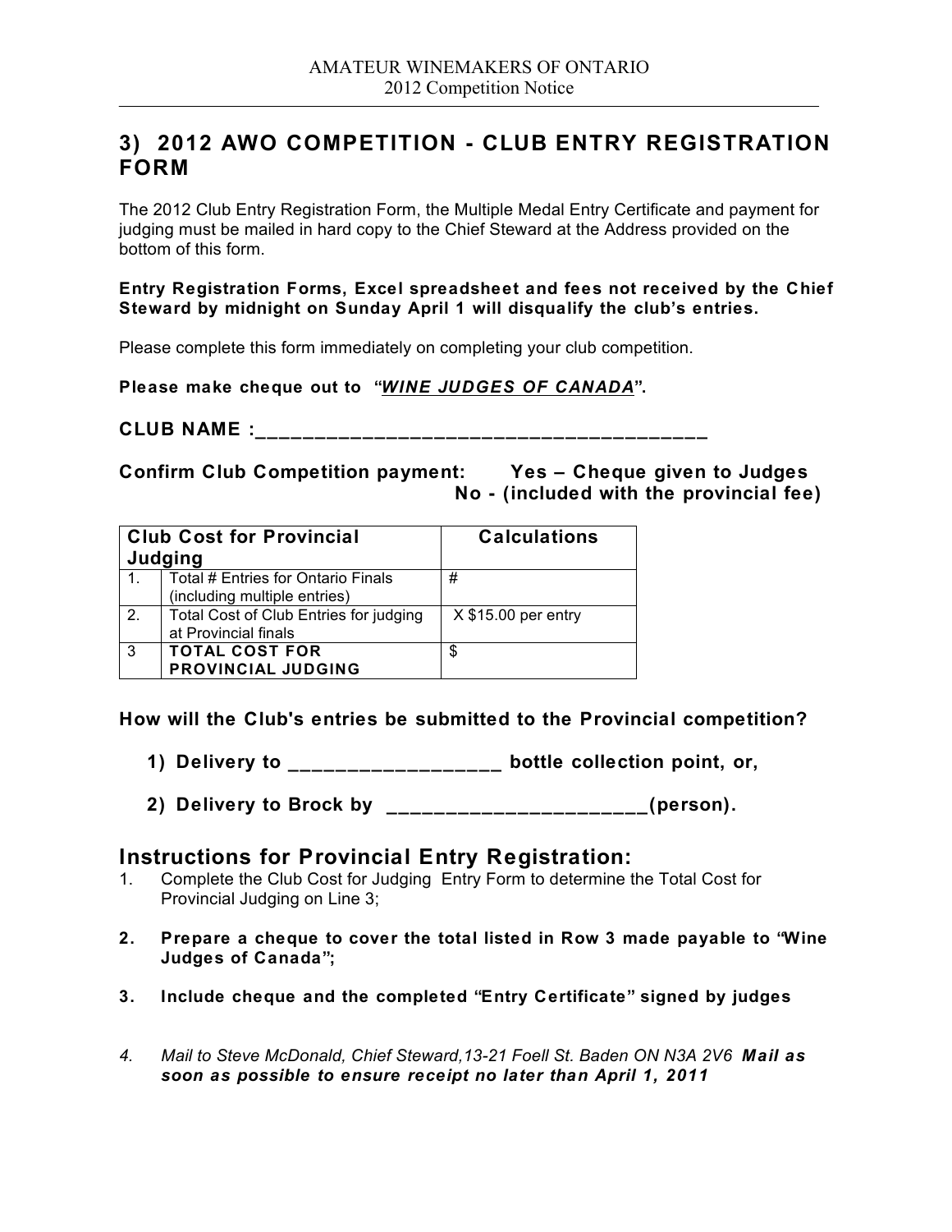## 3) 2012 AWO COMPETITION - CLUB ENTRY REGISTRATION FORM

The 2012 Club Entry Registration Form, the Multiple Medal Entry Certificate and payment for judging must be mailed in hard copy to the Chief Steward at the Address provided on the bottom of this form.

**Entry Registration Forms, Excel spreadsheet and fees not received by the Chief Steward by midnight on Sunday April 1 will disqualify the club's entries.**

Please complete this form immediately on completing your club competition.

**Please make cheque out to "*WINE JUDGES OF CANADA*".**

**CLUB NAME :_________________________________________**

**Confirm Club Competition payment: Yes – Cheque given to Judges**
**No - (included with the provincial fee)**

| Club Cost for Provincial Judging | | Calculations |
|---|---|---|
| 1. | Total # Entries for Ontario Finals (including multiple entries) | # |
| 2. | Total Cost of Club Entries for judging at Provincial finals | X $15.00 per entry |
| 3 | **TOTAL COST FOR PROVINCIAL JUDGING** | $ |

**How will the Club's entries be submitted to the Provincial competition?**

1) **Delivery to __________________ bottle collection point, or,**

2) **Delivery to Brock by _______________________(person).**

## Instructions for Provincial Entry Registration:

1. Complete the Club Cost for Judging Entry Form to determine the Total Cost for Provincial Judging on Line 3;
2. **Prepare a cheque to cover the total listed in Row 3 made payable to "Wine Judges of Canada";**
3. **Include cheque and the completed "Entry Certificate" signed by judges**
4. *Mail to Steve McDonald, Chief Steward,13-21 Foell St. Baden ON N3A 2V6* ***Mail as soon as possible to ensure receipt no later than April 1, 2011***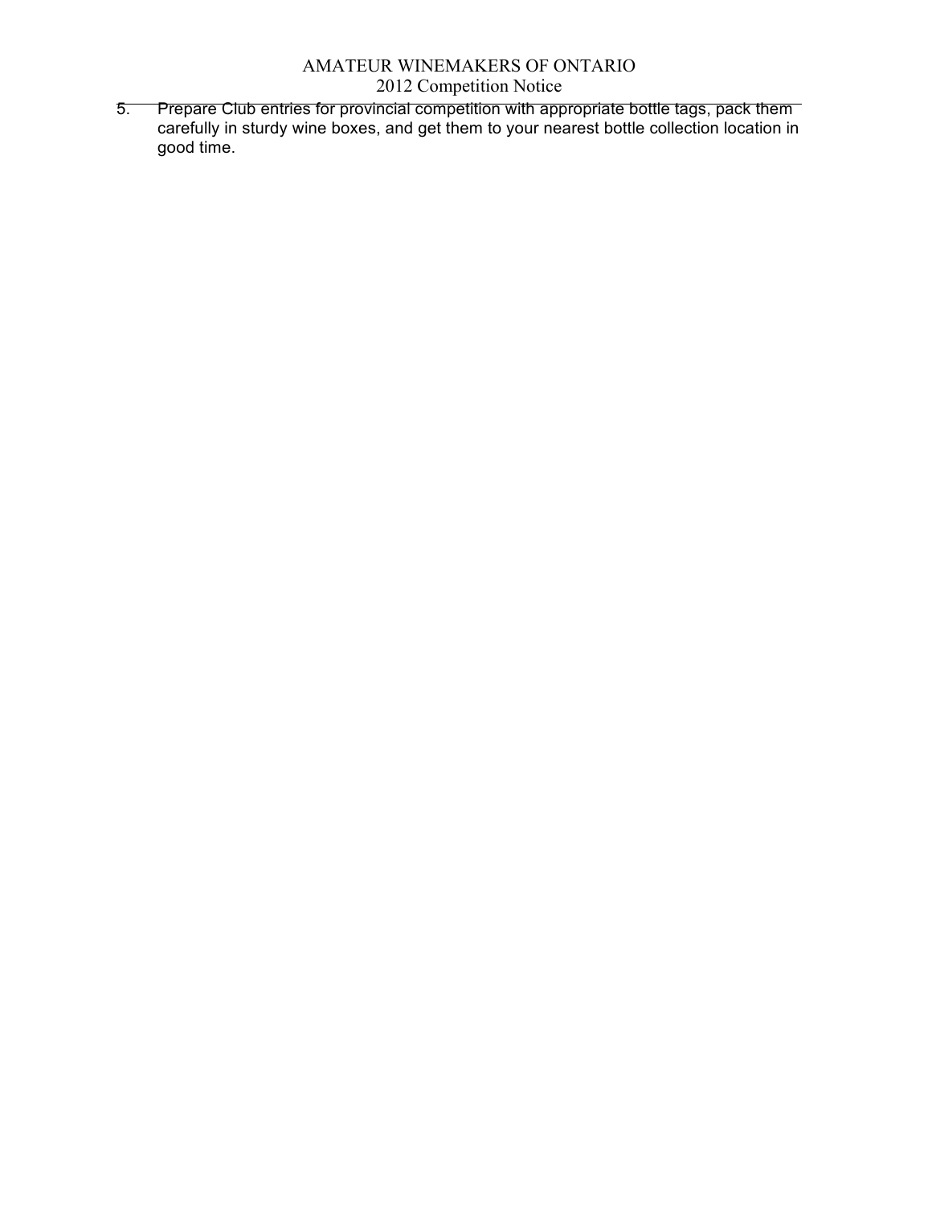5. Prepare Club entries for provincial competition with appropriate bottle tags, pack them carefully in sturdy wine boxes, and get them to your nearest bottle collection location in good time.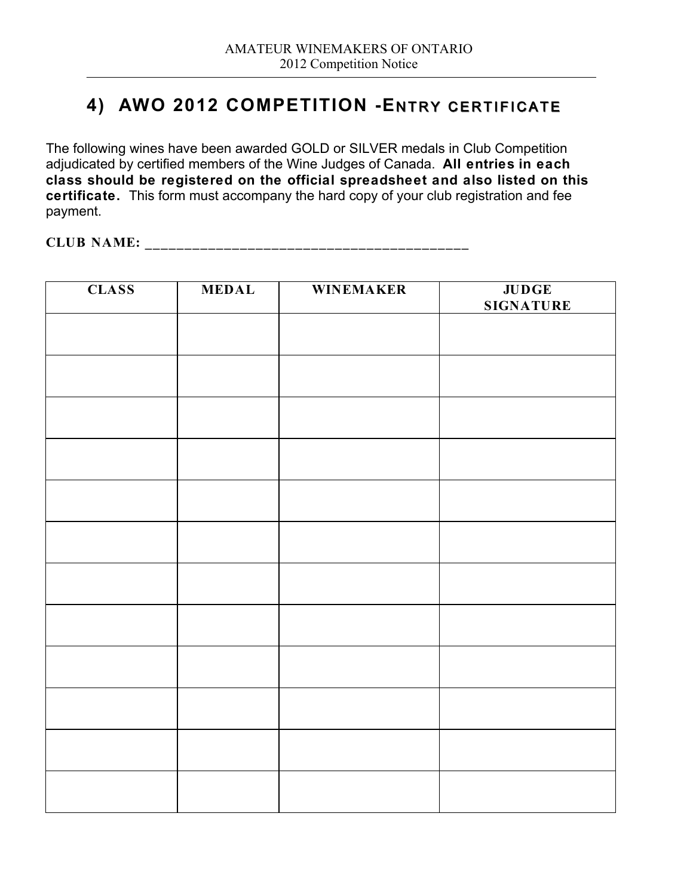## 4) AWO 2012 COMPETITION -ENTRY CERTIFICATE

The following wines have been awarded GOLD or SILVER medals in Club Competition adjudicated by certified members of the Wine Judges of Canada. **All entries in each class should be registered on the official spreadsheet and also listed on this certificate.** This form must accompany the hard copy of your club registration and fee payment.

**CLUB NAME:** ___________________________________________

| CLASS | MEDAL | WINEMAKER | JUDGE SIGNATURE |
|---|---|---|---|
| | | | |
| | | | |
| | | | |
| | | | |
| | | | |
| | | | |
| | | | |
| | | | |
| | | | |
| | | | |
| | | | |
| | | | |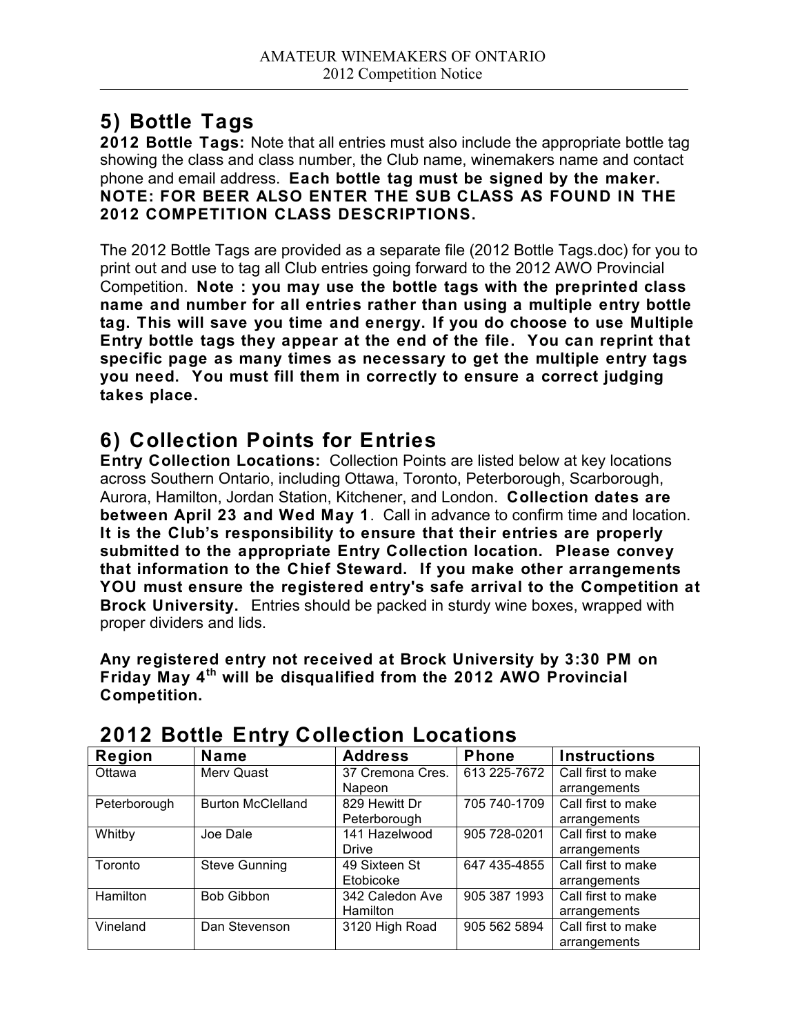## 5) Bottle Tags

**2012 Bottle Tags:** Note that all entries must also include the appropriate bottle tag showing the class and class number, the Club name, winemakers name and contact phone and email address. **Each bottle tag must be signed by the maker. NOTE: FOR BEER ALSO ENTER THE SUB CLASS AS FOUND IN THE 2012 COMPETITION CLASS DESCRIPTIONS.**

The 2012 Bottle Tags are provided as a separate file (2012 Bottle Tags.doc) for you to print out and use to tag all Club entries going forward to the 2012 AWO Provincial Competition. **Note : you may use the bottle tags with the preprinted class name and number for all entries rather than using a multiple entry bottle tag. This will save you time and energy. If you do choose to use Multiple Entry bottle tags they appear at the end of the file. You can reprint that specific page as many times as necessary to get the multiple entry tags you need. You must fill them in correctly to ensure a correct judging takes place.**

## 6) Collection Points for Entries

**Entry Collection Locations:** Collection Points are listed below at key locations across Southern Ontario, including Ottawa, Toronto, Peterborough, Scarborough, Aurora, Hamilton, Jordan Station, Kitchener, and London. **Collection dates are between April 23 and Wed May 1**. Call in advance to confirm time and location. **It is the Club's responsibility to ensure that their entries are properly submitted to the appropriate Entry Collection location. Please convey that information to the Chief Steward. If you make other arrangements YOU must ensure the registered entry's safe arrival to the Competition at Brock University.** Entries should be packed in sturdy wine boxes, wrapped with proper dividers and lids.

**Any registered entry not received at Brock University by 3:30 PM on Friday May 4th will be disqualified from the 2012 AWO Provincial Competition.**

## 2012 Bottle Entry Collection Locations

| Region | Name | Address | Phone | Instructions |
|---|---|---|---|---|
| Ottawa | Merv Quast | 37 Cremona Cres. Napeon | 613 225-7672 | Call first to make arrangements |
| Peterborough | Burton McClelland | 829 Hewitt Dr Peterborough | 705 740-1709 | Call first to make arrangements |
| Whitby | Joe Dale | 141 Hazelwood Drive | 905 728-0201 | Call first to make arrangements |
| Toronto | Steve Gunning | 49 Sixteen St Etobicoke | 647 435-4855 | Call first to make arrangements |
| Hamilton | Bob Gibbon | 342 Caledon Ave Hamilton | 905 387 1993 | Call first to make arrangements |
| Vineland | Dan Stevenson | 3120 High Road | 905 562 5894 | Call first to make arrangements |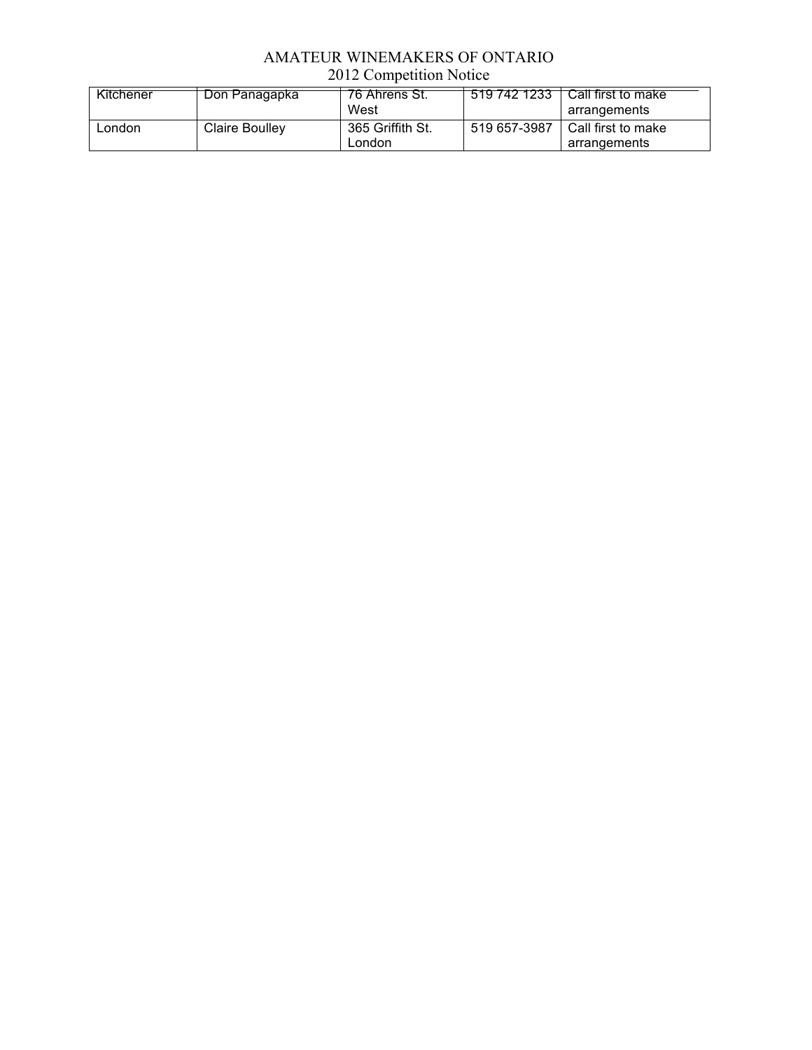| Kitchener | Don Panagapka | 76 Ahrens St. West | 519 742 1233 | Call first to make arrangements |
|---|---|---|---|---|
| London | Claire Boulley | 365 Griffith St. London | 519 657-3987 | Call first to make arrangements |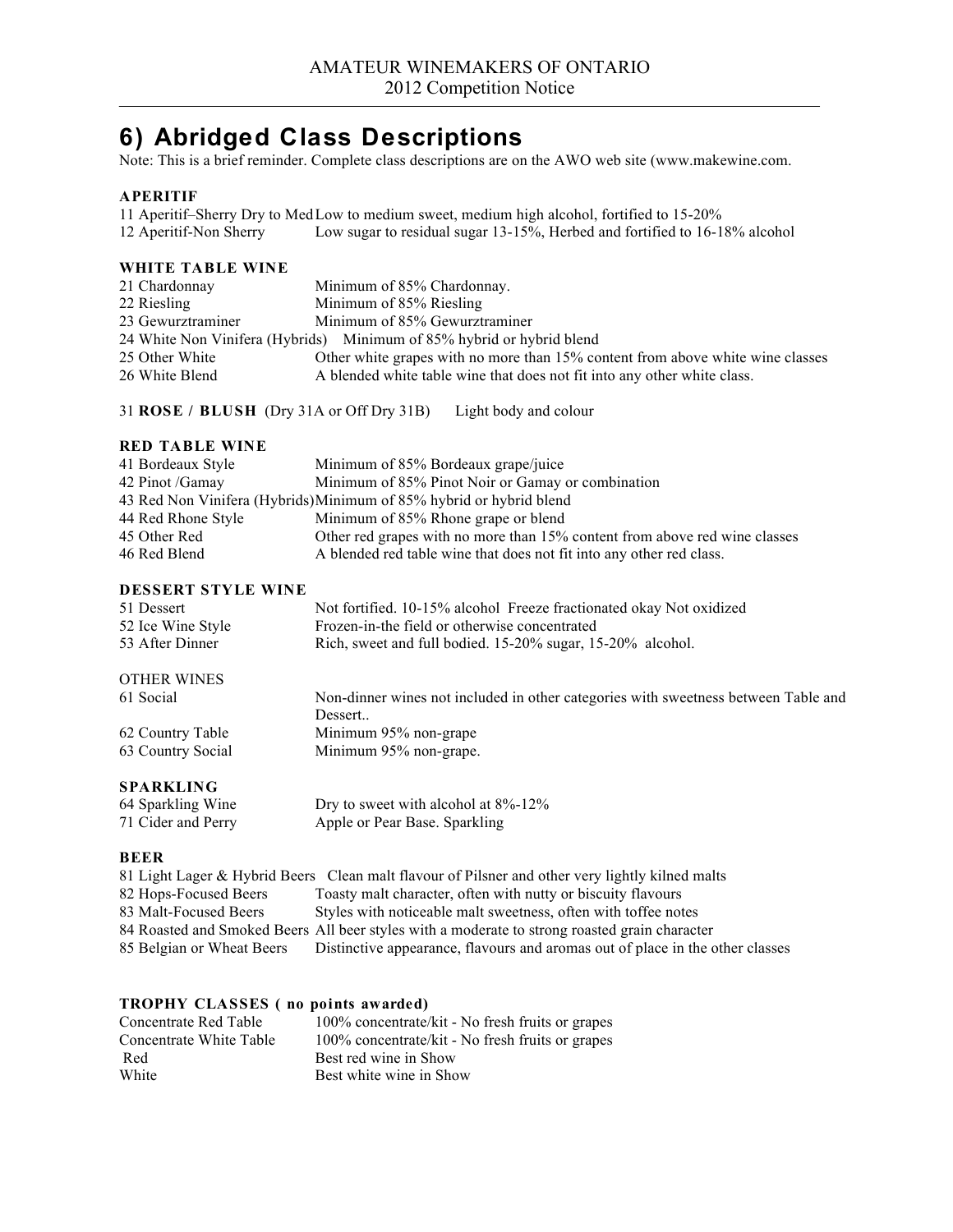# 6) Abridged Class Descriptions

Note: This is a brief reminder. Complete class descriptions are on the AWO web site (www.makewine.com.

### APERITIF

| | |
|---|---|
| 11 Aperitif–Sherry Dry to Med | Low to medium sweet, medium high alcohol, fortified to 15-20% |
| 12 Aperitif-Non Sherry | Low sugar to residual sugar 13-15%, Herbed and fortified to 16-18% alcohol |

### WHITE TABLE WINE

| | |
|---|---|
| 21 Chardonnay | Minimum of 85% Chardonnay. |
| 22 Riesling | Minimum of 85% Riesling |
| 23 Gewurztraminer | Minimum of 85% Gewurztraminer |
| 24 White Non Vinifera (Hybrids) | Minimum of 85% hybrid or hybrid blend |
| 25 Other White | Other white grapes with no more than 15% content from above white wine classes |
| 26 White Blend | A blended white table wine that does not fit into any other white class. |

31 **ROSE / BLUSH** (Dry 31A or Off Dry 31B) Light body and colour

### RED TABLE WINE

| | |
|---|---|
| 41 Bordeaux Style | Minimum of 85% Bordeaux grape/juice |
| 42 Pinot /Gamay | Minimum of 85% Pinot Noir or Gamay or combination |
| 43 Red Non Vinifera (Hybrids) | Minimum of 85% hybrid or hybrid blend |
| 44 Red Rhone Style | Minimum of 85% Rhone grape or blend |
| 45 Other Red | Other red grapes with no more than 15% content from above red wine classes |
| 46 Red Blend | A blended red table wine that does not fit into any other red class. |

### DESSERT STYLE WINE

| | |
|---|---|
| 51 Dessert | Not fortified. 10-15% alcohol Freeze fractionated okay Not oxidized |
| 52 Ice Wine Style | Frozen-in-the field or otherwise concentrated |
| 53 After Dinner | Rich, sweet and full bodied. 15-20% sugar, 15-20% alcohol. |

OTHER WINES

| | |
|---|---|
| 61 Social | Non-dinner wines not included in other categories with sweetness between Table and Dessert.. |
| 62 Country Table | Minimum 95% non-grape |
| 63 Country Social | Minimum 95% non-grape. |

### SPARKLING

| | |
|---|---|
| 64 Sparkling Wine | Dry to sweet with alcohol at 8%-12% |
| 71 Cider and Perry | Apple or Pear Base. Sparkling |

### BEER

| | |
|---|---|
| 81 Light Lager & Hybrid Beers | Clean malt flavour of Pilsner and other very lightly kilned malts |
| 82 Hops-Focused Beers | Toasty malt character, often with nutty or biscuity flavours |
| 83 Malt-Focused Beers | Styles with noticeable malt sweetness, often with toffee notes |
| 84 Roasted and Smoked Beers | All beer styles with a moderate to strong roasted grain character |
| 85 Belgian or Wheat Beers | Distinctive appearance, flavours and aromas out of place in the other classes |

### TROPHY CLASSES ( no points awarded)

| | |
|---|---|
| Concentrate Red Table | 100% concentrate/kit - No fresh fruits or grapes |
| Concentrate White Table | 100% concentrate/kit - No fresh fruits or grapes |
| Red | Best red wine in Show |
| White | Best white wine in Show |